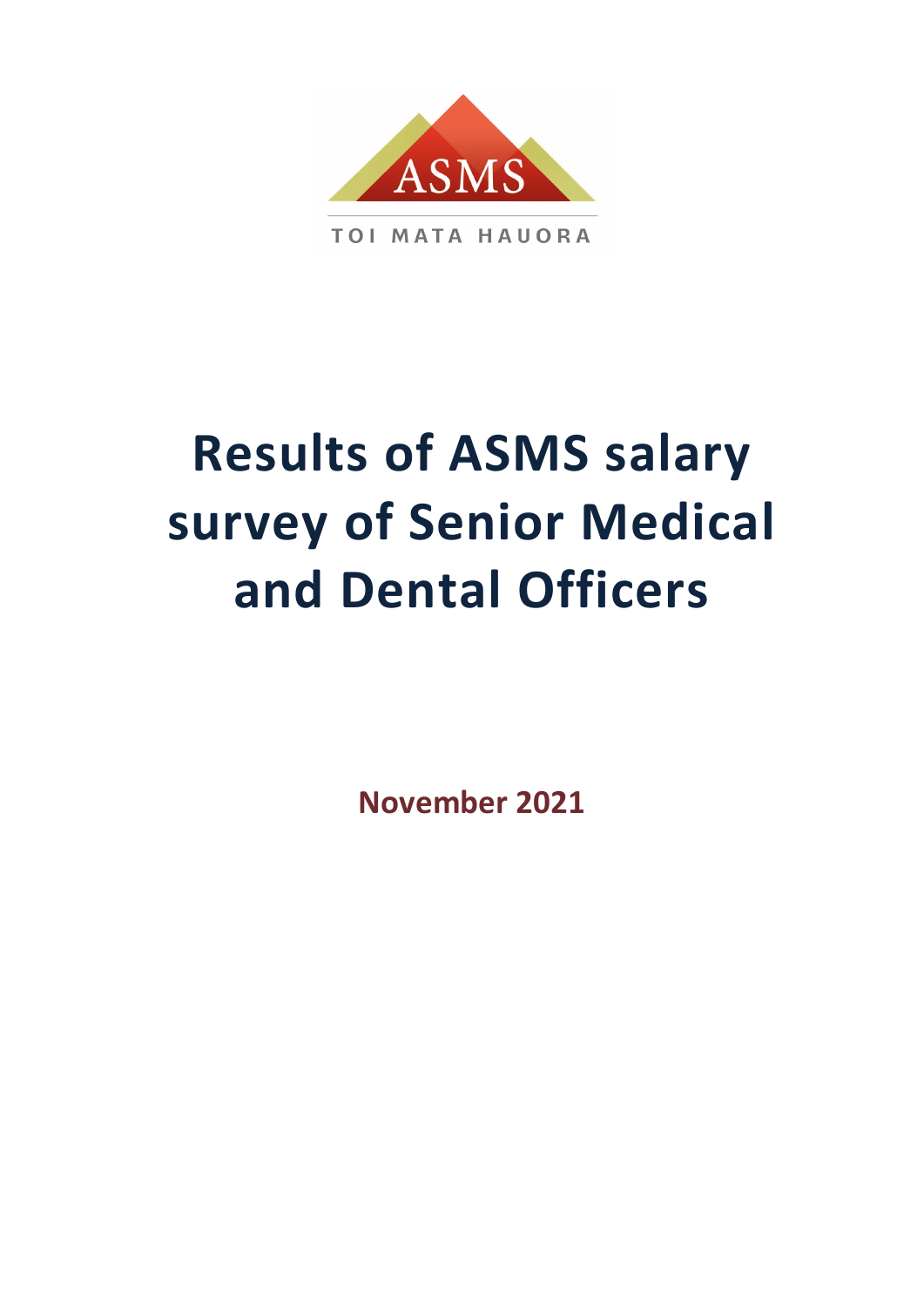ASMS

TOI MATA HAUORA

# Results of ASMS salary survey of Senior Medical and Dental Officers

**November 2021**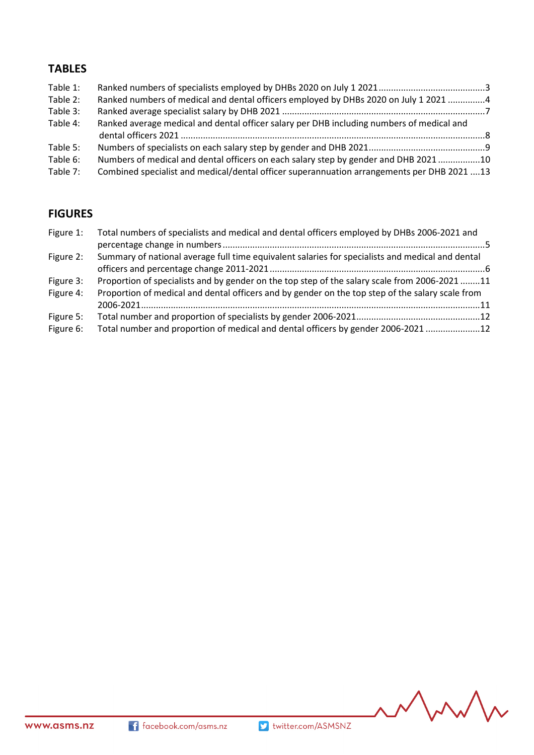## TABLES

Table 1: Ranked numbers of specialists employed by DHBs 2020 on July 1 2021 ..........................................3
Table 2: Ranked numbers of medical and dental officers employed by DHBs 2020 on July 1 2021 ...............4
Table 3: Ranked average specialist salary by DHB 2021 ..................................................................................7
Table 4: Ranked average medical and dental officer salary per DHB including numbers of medical and dental officers 2021 ..........................................................................................................................8
Table 5: Numbers of specialists on each salary step by gender and DHB 2021...............................................9
Table 6: Numbers of medical and dental officers on each salary step by gender and DHB 2021 .................10
Table 7: Combined specialist and medical/dental officer superannuation arrangements per DHB 2021 ....13

## FIGURES

Figure 1: Total numbers of specialists and medical and dental officers employed by DHBs 2006-2021 and percentage change in numbers ..........................................................................................................5
Figure 2: Summary of national average full time equivalent salaries for specialists and medical and dental officers and percentage change 2011-2021 ......................................................................................6
Figure 3: Proportion of specialists and by gender on the top step of the salary scale from 2006-2021 ........11
Figure 4: Proportion of medical and dental officers and by gender on the top step of the salary scale from 2006-2021.........................................................................................................................................11
Figure 5: Total number and proportion of specialists by gender 2006-2021..................................................12
Figure 6: Total number and proportion of medical and dental officers by gender 2006-2021 ......................12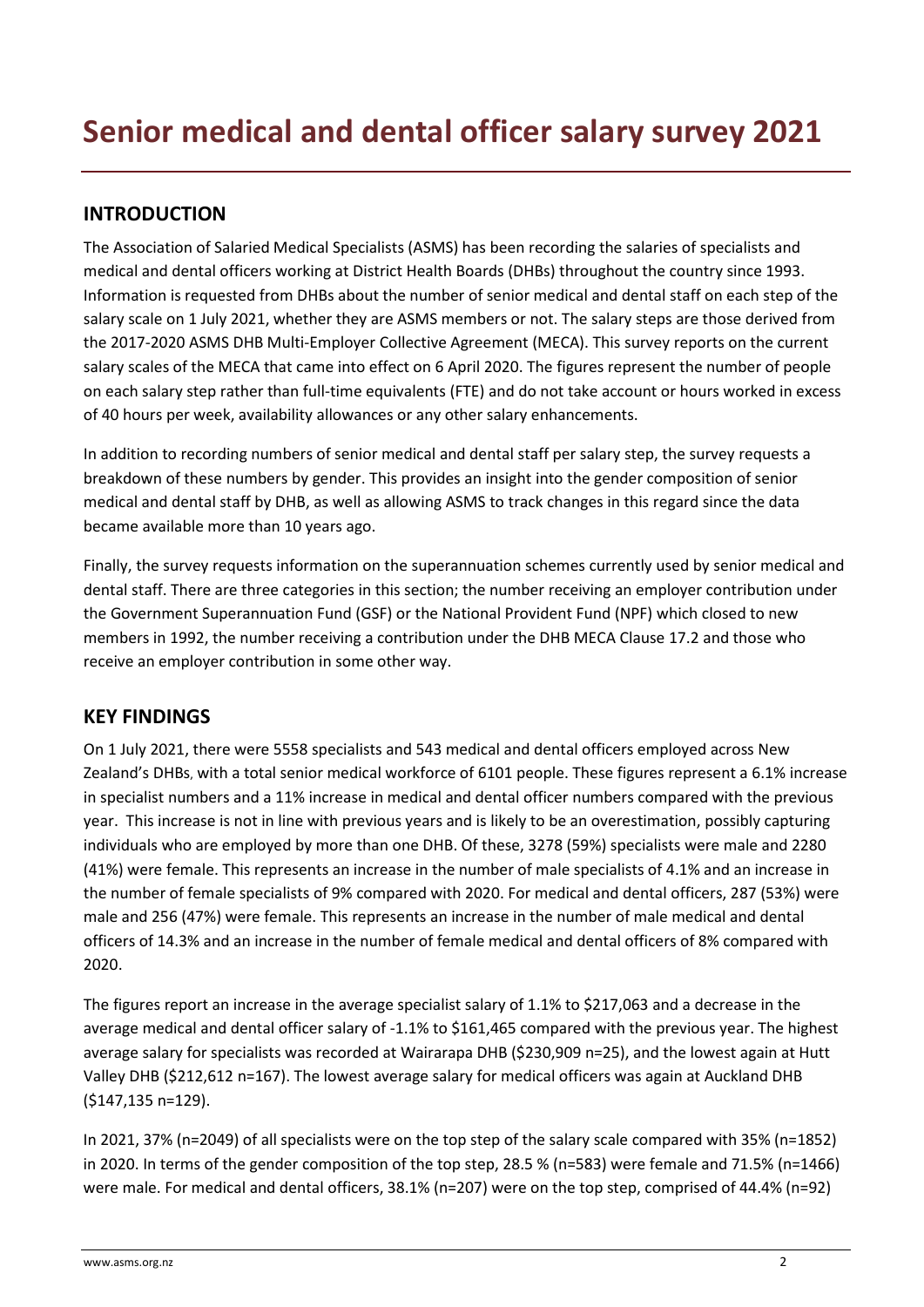# Senior medical and dental officer salary survey 2021

## INTRODUCTION

The Association of Salaried Medical Specialists (ASMS) has been recording the salaries of specialists and medical and dental officers working at District Health Boards (DHBs) throughout the country since 1993. Information is requested from DHBs about the number of senior medical and dental staff on each step of the salary scale on 1 July 2021, whether they are ASMS members or not. The salary steps are those derived from the 2017-2020 ASMS DHB Multi-Employer Collective Agreement (MECA). This survey reports on the current salary scales of the MECA that came into effect on 6 April 2020. The figures represent the number of people on each salary step rather than full-time equivalents (FTE) and do not take account or hours worked in excess of 40 hours per week, availability allowances or any other salary enhancements.

In addition to recording numbers of senior medical and dental staff per salary step, the survey requests a breakdown of these numbers by gender. This provides an insight into the gender composition of senior medical and dental staff by DHB, as well as allowing ASMS to track changes in this regard since the data became available more than 10 years ago.

Finally, the survey requests information on the superannuation schemes currently used by senior medical and dental staff. There are three categories in this section; the number receiving an employer contribution under the Government Superannuation Fund (GSF) or the National Provident Fund (NPF) which closed to new members in 1992, the number receiving a contribution under the DHB MECA Clause 17.2 and those who receive an employer contribution in some other way.

## KEY FINDINGS

On 1 July 2021, there were 5558 specialists and 543 medical and dental officers employed across New Zealand's DHBs, with a total senior medical workforce of 6101 people. These figures represent a 6.1% increase in specialist numbers and a 11% increase in medical and dental officer numbers compared with the previous year. This increase is not in line with previous years and is likely to be an overestimation, possibly capturing individuals who are employed by more than one DHB. Of these, 3278 (59%) specialists were male and 2280 (41%) were female. This represents an increase in the number of male specialists of 4.1% and an increase in the number of female specialists of 9% compared with 2020. For medical and dental officers, 287 (53%) were male and 256 (47%) were female. This represents an increase in the number of male medical and dental officers of 14.3% and an increase in the number of female medical and dental officers of 8% compared with 2020.

The figures report an increase in the average specialist salary of 1.1% to \$217,063 and a decrease in the average medical and dental officer salary of -1.1% to \$161,465 compared with the previous year. The highest average salary for specialists was recorded at Wairarapa DHB (\$230,909 n=25), and the lowest again at Hutt Valley DHB (\$212,612 n=167). The lowest average salary for medical officers was again at Auckland DHB (\$147,135 n=129).

In 2021, 37% (n=2049) of all specialists were on the top step of the salary scale compared with 35% (n=1852) in 2020. In terms of the gender composition of the top step, 28.5 % (n=583) were female and 71.5% (n=1466) were male. For medical and dental officers, 38.1% (n=207) were on the top step, comprised of 44.4% (n=92)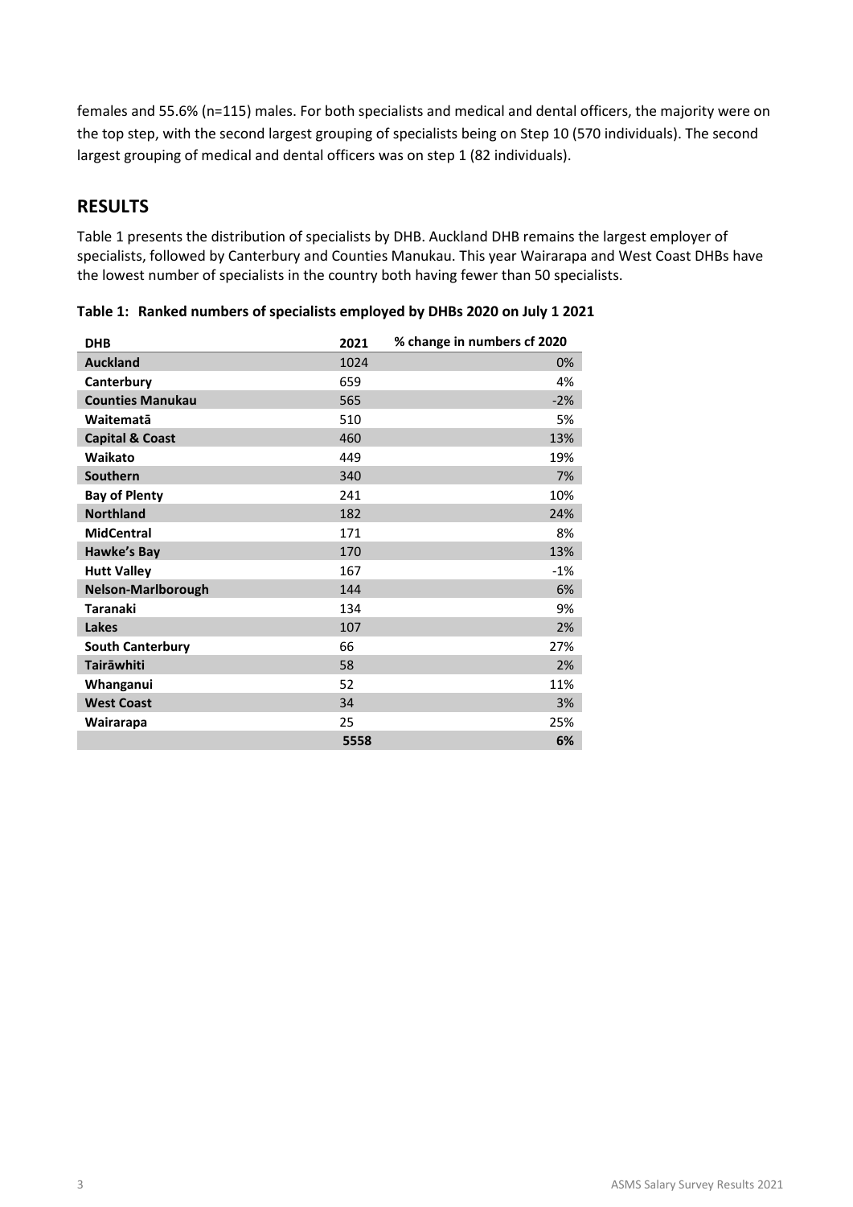females and 55.6% (n=115) males. For both specialists and medical and dental officers, the majority were on the top step, with the second largest grouping of specialists being on Step 10 (570 individuals). The second largest grouping of medical and dental officers was on step 1 (82 individuals).

## RESULTS

Table 1 presents the distribution of specialists by DHB. Auckland DHB remains the largest employer of specialists, followed by Canterbury and Counties Manukau. This year Wairarapa and West Coast DHBs have the lowest number of specialists in the country both having fewer than 50 specialists.

**Table 1: Ranked numbers of specialists employed by DHBs 2020 on July 1 2021**

| DHB | 2021 | % change in numbers cf 2020 |
|---|---|---|
| **Auckland** | 1024 | 0% |
| **Canterbury** | 659 | 4% |
| **Counties Manukau** | 565 | -2% |
| **Waitematā** | 510 | 5% |
| **Capital & Coast** | 460 | 13% |
| **Waikato** | 449 | 19% |
| **Southern** | 340 | 7% |
| **Bay of Plenty** | 241 | 10% |
| **Northland** | 182 | 24% |
| **MidCentral** | 171 | 8% |
| **Hawke's Bay** | 170 | 13% |
| **Hutt Valley** | 167 | -1% |
| **Nelson-Marlborough** | 144 | 6% |
| **Taranaki** | 134 | 9% |
| **Lakes** | 107 | 2% |
| **South Canterbury** | 66 | 27% |
| **Tairāwhiti** | 58 | 2% |
| **Whanganui** | 52 | 11% |
| **West Coast** | 34 | 3% |
| **Wairarapa** | 25 | 25% |
| | **5558** | **6%** |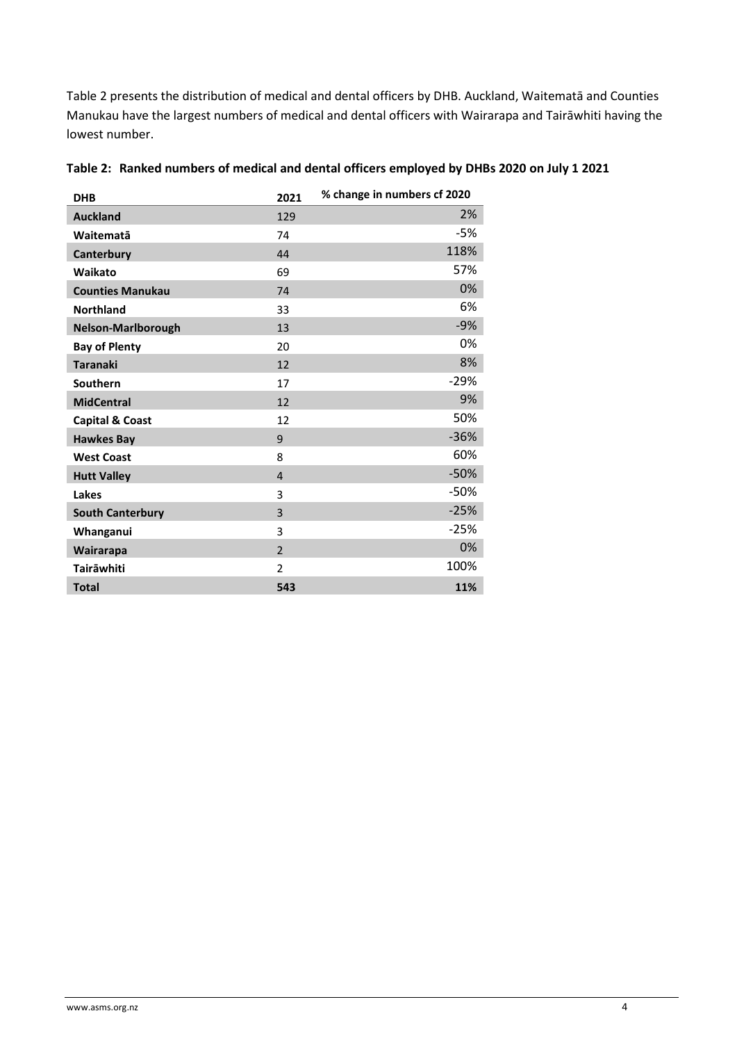Table 2 presents the distribution of medical and dental officers by DHB. Auckland, Waitematā and Counties Manukau have the largest numbers of medical and dental officers with Wairarapa and Tairāwhiti having the lowest number.

**Table 2: Ranked numbers of medical and dental officers employed by DHBs 2020 on July 1 2021**

| DHB | 2021 | % change in numbers cf 2020 |
|---|---|---|
| **Auckland** | 129 | 2% |
| **Waitematā** | 74 | -5% |
| **Canterbury** | 44 | 118% |
| **Waikato** | 69 | 57% |
| **Counties Manukau** | 74 | 0% |
| **Northland** | 33 | 6% |
| **Nelson-Marlborough** | 13 | -9% |
| **Bay of Plenty** | 20 | 0% |
| **Taranaki** | 12 | 8% |
| **Southern** | 17 | -29% |
| **MidCentral** | 12 | 9% |
| **Capital & Coast** | 12 | 50% |
| **Hawkes Bay** | 9 | -36% |
| **West Coast** | 8 | 60% |
| **Hutt Valley** | 4 | -50% |
| **Lakes** | 3 | -50% |
| **South Canterbury** | 3 | -25% |
| **Whanganui** | 3 | -25% |
| **Wairarapa** | 2 | 0% |
| **Tairāwhiti** | 2 | 100% |
| **Total** | **543** | **11%** |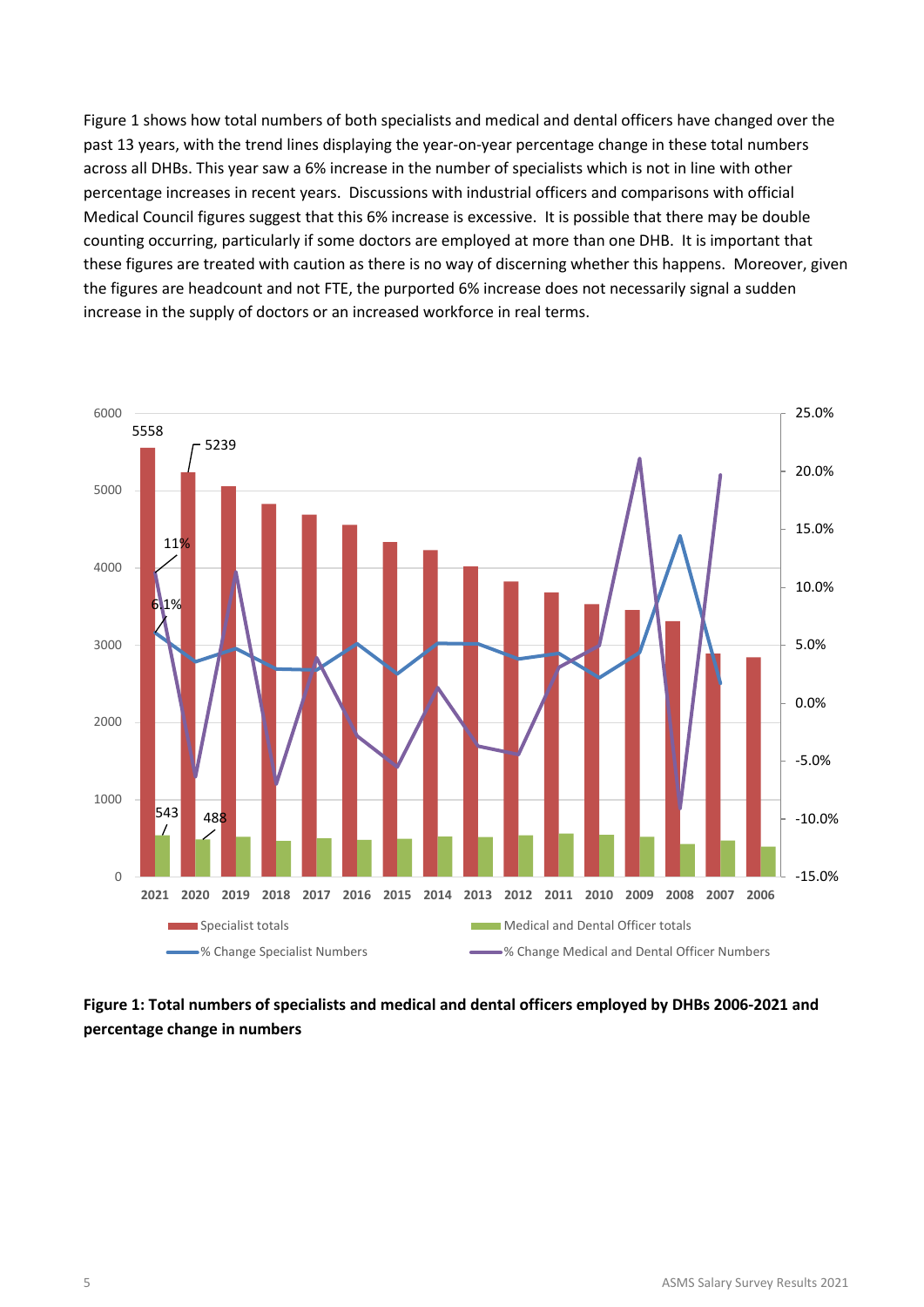Figure 1 shows how total numbers of both specialists and medical and dental officers have changed over the past 13 years, with the trend lines displaying the year-on-year percentage change in these total numbers across all DHBs. This year saw a 6% increase in the number of specialists which is not in line with other percentage increases in recent years. Discussions with industrial officers and comparisons with official Medical Council figures suggest that this 6% increase is excessive. It is possible that there may be double counting occurring, particularly if some doctors are employed at more than one DHB. It is important that these figures are treated with caution as there is no way of discerning whether this happens. Moreover, given the figures are headcount and not FTE, the purported 6% increase does not necessarily signal a sudden increase in the supply of doctors or an increased workforce in real terms.

**Figure 1: Total numbers of specialists and medical and dental officers employed by DHBs 2006-2021 and percentage change in numbers**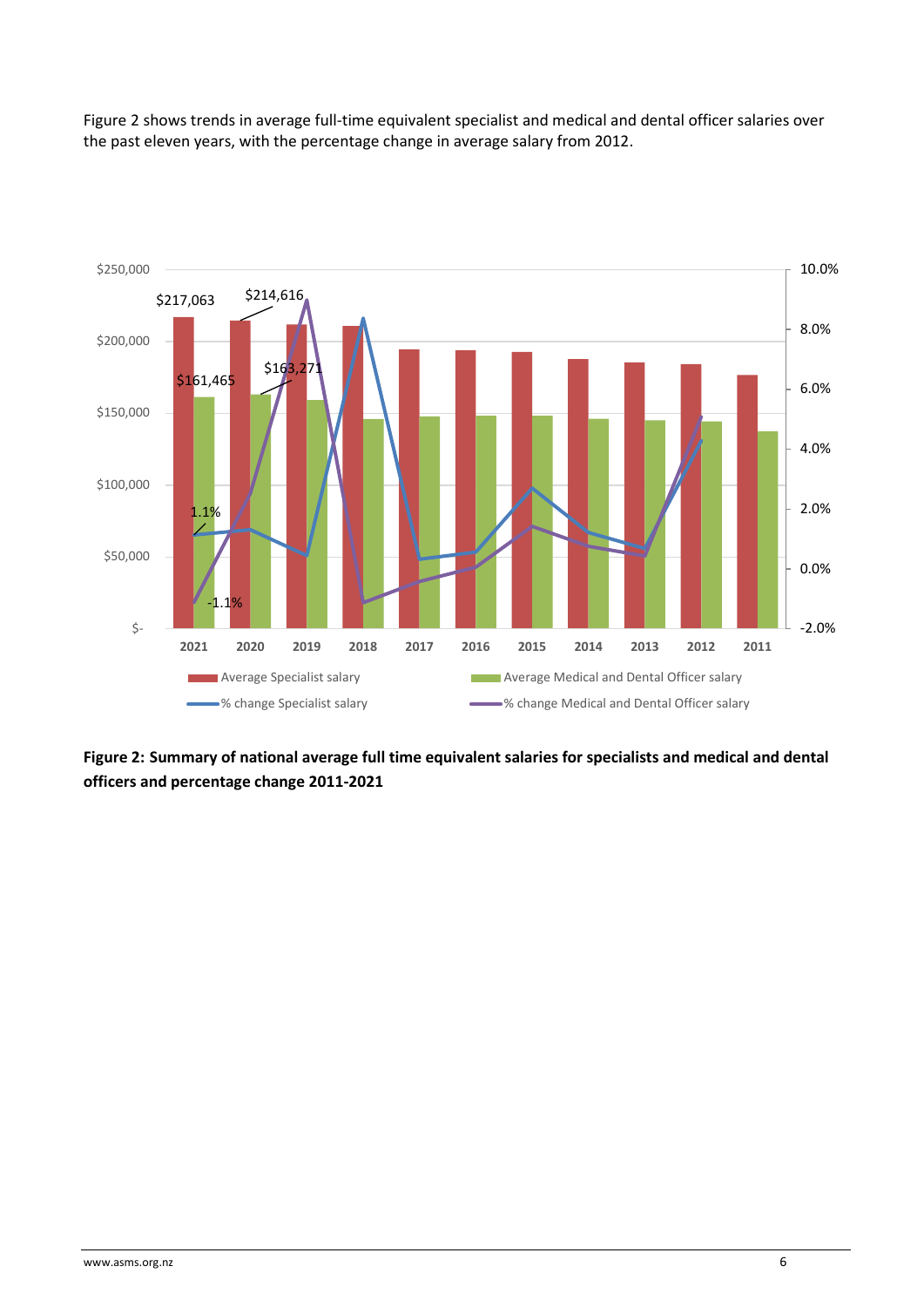Figure 2 shows trends in average full-time equivalent specialist and medical and dental officer salaries over the past eleven years, with the percentage change in average salary from 2012.

**Figure 2: Summary of national average full time equivalent salaries for specialists and medical and dental officers and percentage change 2011-2021**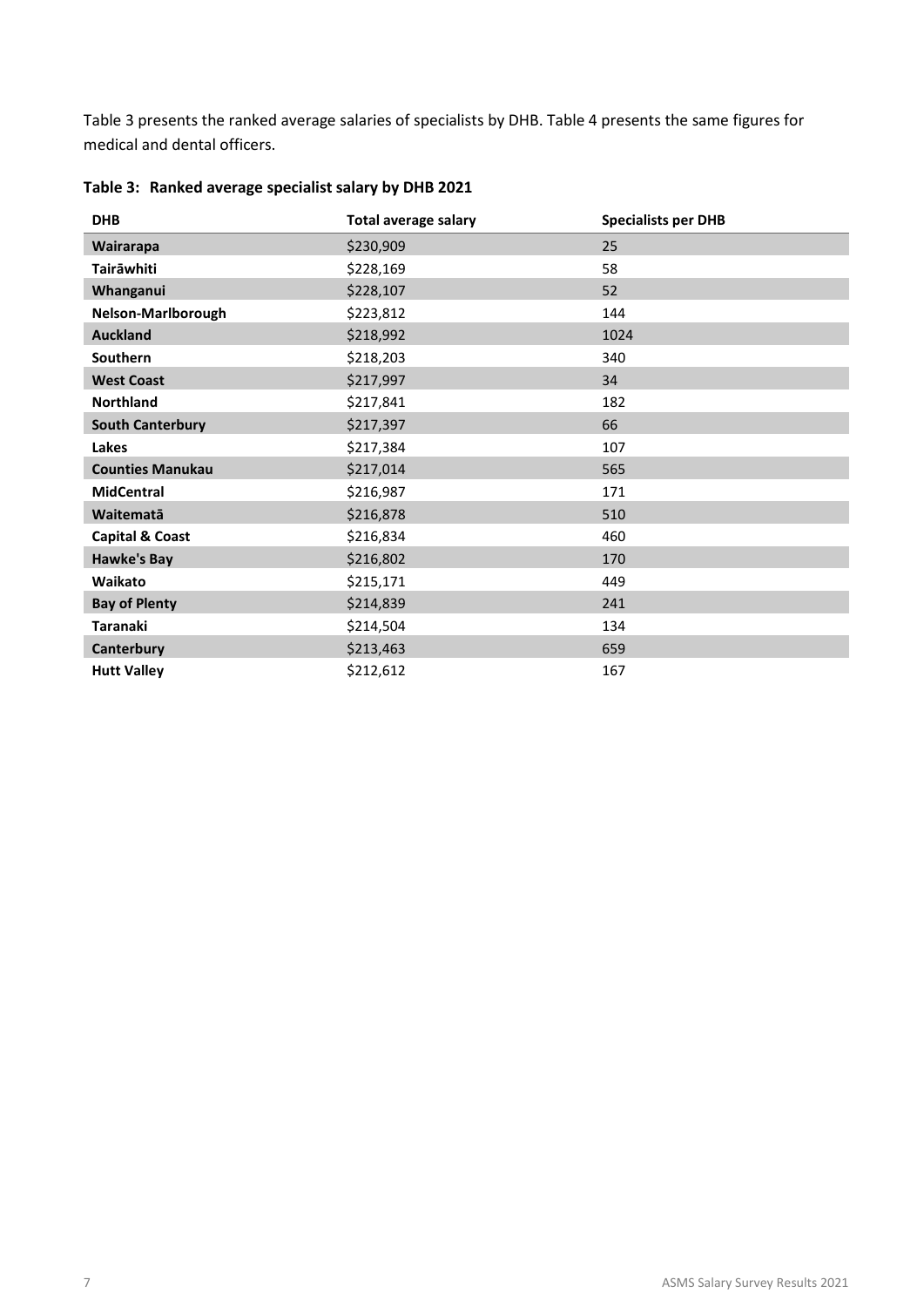Table 3 presents the ranked average salaries of specialists by DHB. Table 4 presents the same figures for medical and dental officers.

**Table 3: Ranked average specialist salary by DHB 2021**

| DHB | Total average salary | Specialists per DHB |
|---|---|---|
| **Wairarapa** | $230,909 | 25 |
| **Tairāwhiti** | $228,169 | 58 |
| **Whanganui** | $228,107 | 52 |
| **Nelson-Marlborough** | $223,812 | 144 |
| **Auckland** | $218,992 | 1024 |
| **Southern** | $218,203 | 340 |
| **West Coast** | $217,997 | 34 |
| **Northland** | $217,841 | 182 |
| **South Canterbury** | $217,397 | 66 |
| **Lakes** | $217,384 | 107 |
| **Counties Manukau** | $217,014 | 565 |
| **MidCentral** | $216,987 | 171 |
| **Waitematā** | $216,878 | 510 |
| **Capital & Coast** | $216,834 | 460 |
| **Hawke's Bay** | $216,802 | 170 |
| **Waikato** | $215,171 | 449 |
| **Bay of Plenty** | $214,839 | 241 |
| **Taranaki** | $214,504 | 134 |
| **Canterbury** | $213,463 | 659 |
| **Hutt Valley** | $212,612 | 167 |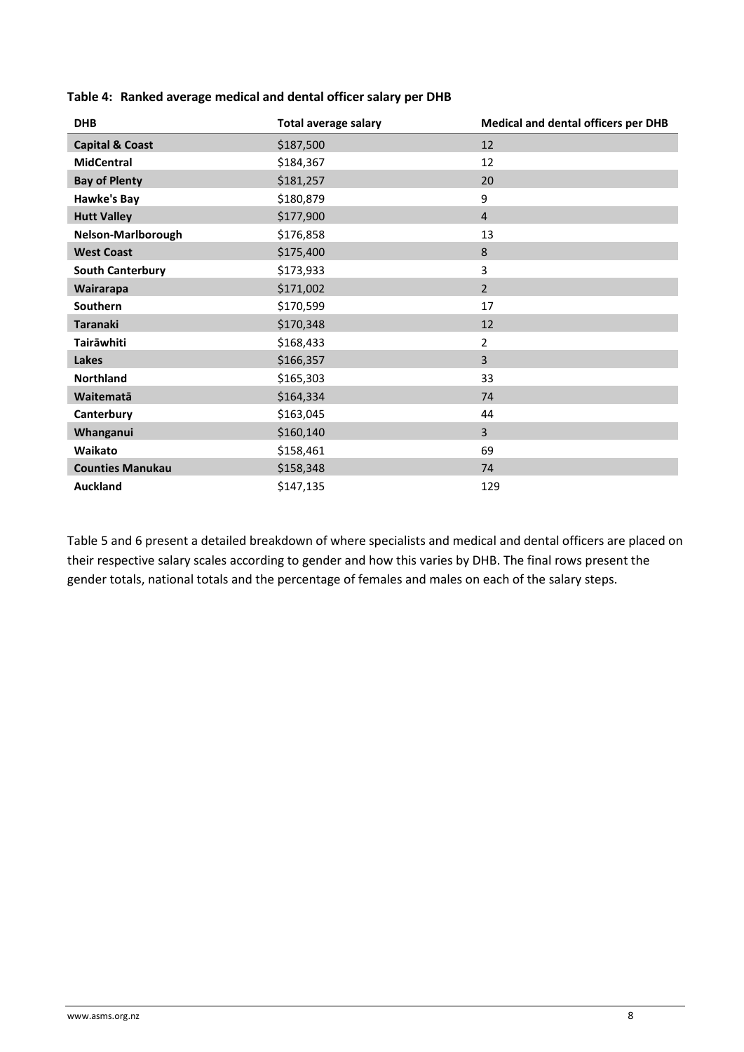**Table 4: Ranked average medical and dental officer salary per DHB**

| DHB | Total average salary | Medical and dental officers per DHB |
|---|---|---|
| **Capital & Coast** | $187,500 | 12 |
| **MidCentral** | $184,367 | 12 |
| **Bay of Plenty** | $181,257 | 20 |
| **Hawke's Bay** | $180,879 | 9 |
| **Hutt Valley** | $177,900 | 4 |
| **Nelson-Marlborough** | $176,858 | 13 |
| **West Coast** | $175,400 | 8 |
| **South Canterbury** | $173,933 | 3 |
| **Wairarapa** | $171,002 | 2 |
| **Southern** | $170,599 | 17 |
| **Taranaki** | $170,348 | 12 |
| **Tairāwhiti** | $168,433 | 2 |
| **Lakes** | $166,357 | 3 |
| **Northland** | $165,303 | 33 |
| **Waitematā** | $164,334 | 74 |
| **Canterbury** | $163,045 | 44 |
| **Whanganui** | $160,140 | 3 |
| **Waikato** | $158,461 | 69 |
| **Counties Manukau** | $158,348 | 74 |
| **Auckland** | $147,135 | 129 |

Table 5 and 6 present a detailed breakdown of where specialists and medical and dental officers are placed on their respective salary scales according to gender and how this varies by DHB. The final rows present the gender totals, national totals and the percentage of females and males on each of the salary steps.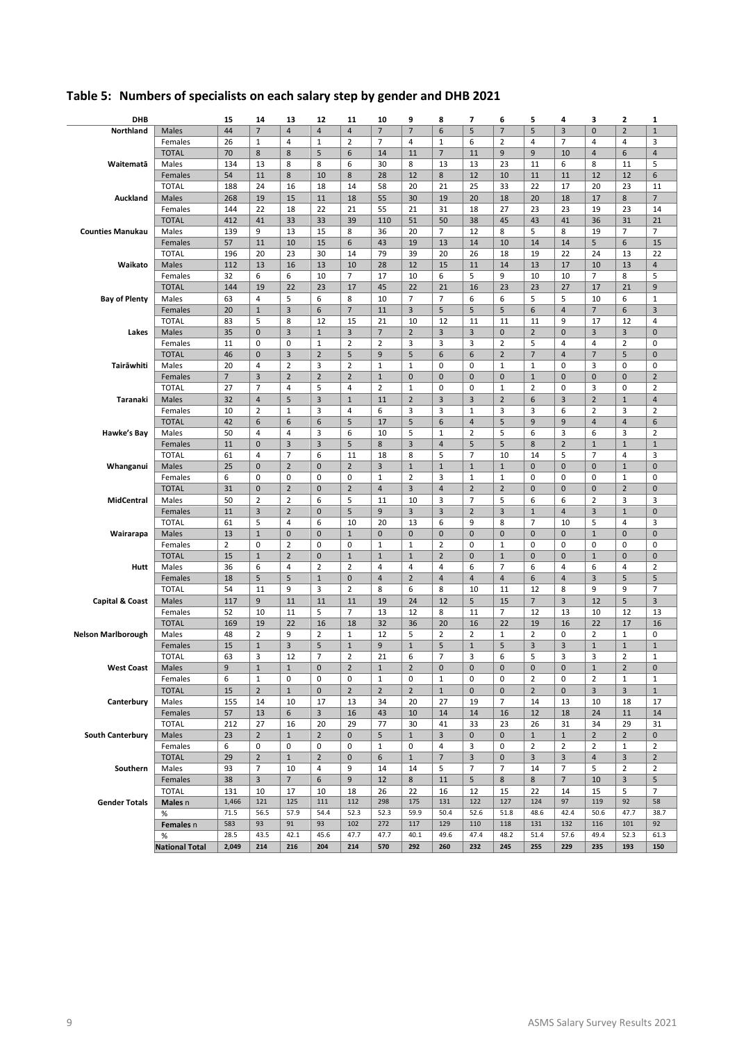## Table 5: Numbers of specialists on each salary step by gender and DHB 2021

| DHB | | 15 | 14 | 13 | 12 | 11 | 10 | 9 | 8 | 7 | 6 | 5 | 4 | 3 | 2 | 1 |
|---|---|---|---|---|---|---|---|---|---|---|---|---|---|---|---|---|
| Northland | Males | 44 | 7 | 4 | 4 | 4 | 7 | 7 | 6 | 5 | 7 | 5 | 3 | 0 | 2 | 1 |
| | Females | 26 | 1 | 4 | 1 | 2 | 7 | 4 | 1 | 6 | 2 | 4 | 7 | 4 | 4 | 3 |
| | TOTAL | 70 | 8 | 8 | 5 | 6 | 14 | 11 | 7 | 11 | 9 | 9 | 10 | 4 | 6 | 4 |
| Waitematā | Males | 134 | 13 | 8 | 8 | 6 | 30 | 8 | 13 | 13 | 23 | 11 | 6 | 8 | 11 | 5 |
| | Females | 54 | 11 | 8 | 10 | 8 | 28 | 12 | 8 | 12 | 10 | 11 | 11 | 12 | 12 | 6 |
| | TOTAL | 188 | 24 | 16 | 18 | 14 | 58 | 20 | 21 | 25 | 33 | 22 | 17 | 20 | 23 | 11 |
| Auckland | Males | 268 | 19 | 15 | 11 | 18 | 55 | 30 | 19 | 20 | 18 | 20 | 18 | 17 | 8 | 7 |
| | Females | 144 | 22 | 18 | 22 | 21 | 55 | 21 | 31 | 18 | 27 | 23 | 23 | 19 | 23 | 14 |
| | TOTAL | 412 | 41 | 33 | 33 | 39 | 110 | 51 | 50 | 38 | 45 | 43 | 41 | 36 | 31 | 21 |
| Counties Manukau | Males | 139 | 9 | 13 | 15 | 8 | 36 | 20 | 7 | 12 | 8 | 5 | 8 | 19 | 7 | 7 |
| | Females | 57 | 11 | 10 | 15 | 6 | 43 | 19 | 13 | 14 | 10 | 14 | 14 | 5 | 6 | 15 |
| | TOTAL | 196 | 20 | 23 | 30 | 14 | 79 | 39 | 20 | 26 | 18 | 19 | 22 | 24 | 13 | 22 |
| Waikato | Males | 112 | 13 | 16 | 13 | 10 | 28 | 12 | 15 | 11 | 14 | 13 | 17 | 10 | 13 | 4 |
| | Females | 32 | 6 | 6 | 10 | 7 | 17 | 10 | 6 | 5 | 9 | 10 | 10 | 7 | 8 | 5 |
| | TOTAL | 144 | 19 | 22 | 23 | 17 | 45 | 22 | 21 | 16 | 23 | 23 | 27 | 17 | 21 | 9 |
| Bay of Plenty | Males | 63 | 4 | 5 | 6 | 8 | 10 | 7 | 7 | 6 | 6 | 5 | 5 | 10 | 6 | 1 |
| | Females | 20 | 1 | 3 | 6 | 7 | 11 | 3 | 5 | 5 | 5 | 6 | 4 | 7 | 6 | 3 |
| | TOTAL | 83 | 5 | 8 | 12 | 15 | 21 | 10 | 12 | 11 | 11 | 11 | 9 | 17 | 12 | 4 |
| Lakes | Males | 35 | 0 | 3 | 1 | 3 | 7 | 2 | 3 | 3 | 0 | 2 | 0 | 3 | 3 | 0 |
| | Females | 11 | 0 | 0 | 1 | 2 | 2 | 3 | 3 | 3 | 2 | 5 | 4 | 4 | 2 | 0 |
| | TOTAL | 46 | 0 | 3 | 2 | 5 | 9 | 5 | 6 | 6 | 2 | 7 | 4 | 7 | 5 | 0 |
| Tairāwhiti | Males | 20 | 4 | 2 | 3 | 2 | 1 | 1 | 0 | 0 | 1 | 1 | 0 | 3 | 0 | 0 |
| | Females | 7 | 3 | 2 | 2 | 2 | 1 | 0 | 0 | 0 | 0 | 1 | 0 | 0 | 0 | 2 |
| | TOTAL | 27 | 7 | 4 | 5 | 4 | 2 | 1 | 0 | 0 | 1 | 2 | 0 | 3 | 0 | 2 |
| Taranaki | Males | 32 | 4 | 5 | 3 | 1 | 11 | 2 | 3 | 3 | 2 | 6 | 3 | 2 | 1 | 4 |
| | Females | 10 | 2 | 1 | 3 | 4 | 6 | 3 | 3 | 1 | 3 | 3 | 6 | 2 | 3 | 2 |
| | TOTAL | 42 | 6 | 6 | 6 | 5 | 17 | 5 | 6 | 4 | 5 | 9 | 9 | 4 | 4 | 6 |
| Hawke's Bay | Males | 50 | 4 | 4 | 3 | 6 | 10 | 5 | 1 | 2 | 5 | 6 | 3 | 6 | 3 | 2 |
| | Females | 11 | 0 | 3 | 3 | 5 | 8 | 3 | 4 | 5 | 5 | 8 | 2 | 1 | 1 | 1 |
| | TOTAL | 61 | 4 | 7 | 6 | 11 | 18 | 8 | 5 | 7 | 10 | 14 | 5 | 7 | 4 | 3 |
| Whanganui | Males | 25 | 0 | 2 | 0 | 2 | 3 | 1 | 1 | 1 | 1 | 0 | 0 | 0 | 1 | 0 |
| | Females | 6 | 0 | 0 | 0 | 0 | 1 | 2 | 3 | 1 | 1 | 0 | 0 | 0 | 1 | 0 |
| | TOTAL | 31 | 0 | 2 | 0 | 2 | 4 | 3 | 4 | 2 | 2 | 0 | 0 | 0 | 2 | 0 |
| MidCentral | Males | 50 | 2 | 2 | 6 | 5 | 11 | 10 | 3 | 7 | 5 | 6 | 6 | 2 | 3 | 3 |
| | Females | 11 | 3 | 2 | 0 | 5 | 9 | 3 | 3 | 2 | 3 | 1 | 4 | 3 | 1 | 0 |
| | TOTAL | 61 | 5 | 4 | 6 | 10 | 20 | 13 | 6 | 9 | 8 | 7 | 10 | 5 | 4 | 3 |
| Wairarapa | Males | 13 | 1 | 0 | 0 | 1 | 0 | 0 | 0 | 0 | 0 | 0 | 0 | 1 | 0 | 0 |
| | Females | 2 | 0 | 2 | 0 | 0 | 1 | 1 | 2 | 0 | 1 | 0 | 0 | 0 | 0 | 0 |
| | TOTAL | 15 | 1 | 2 | 0 | 1 | 1 | 1 | 2 | 0 | 1 | 0 | 0 | 1 | 0 | 0 |
| Hutt | Males | 36 | 6 | 4 | 2 | 2 | 4 | 4 | 4 | 6 | 7 | 6 | 4 | 6 | 4 | 2 |
| | Females | 18 | 5 | 5 | 1 | 0 | 4 | 2 | 4 | 4 | 4 | 6 | 4 | 3 | 5 | 5 |
| | TOTAL | 54 | 11 | 9 | 3 | 2 | 8 | 6 | 8 | 10 | 11 | 12 | 8 | 9 | 9 | 7 |
| Capital & Coast | Males | 117 | 9 | 11 | 11 | 11 | 19 | 24 | 12 | 5 | 15 | 7 | 3 | 12 | 5 | 3 |
| | Females | 52 | 10 | 11 | 5 | 7 | 13 | 12 | 8 | 11 | 7 | 12 | 13 | 10 | 12 | 13 |
| | TOTAL | 169 | 19 | 22 | 16 | 18 | 32 | 36 | 20 | 16 | 22 | 19 | 16 | 22 | 17 | 16 |
| Nelson Marlborough | Males | 48 | 2 | 9 | 2 | 1 | 12 | 5 | 2 | 2 | 1 | 2 | 0 | 2 | 1 | 0 |
| | Females | 15 | 1 | 3 | 5 | 1 | 9 | 1 | 5 | 1 | 5 | 3 | 3 | 1 | 1 | 1 |
| | TOTAL | 63 | 3 | 12 | 7 | 2 | 21 | 6 | 7 | 3 | 6 | 5 | 3 | 3 | 2 | 1 |
| West Coast | Males | 9 | 1 | 1 | 0 | 2 | 1 | 2 | 0 | 0 | 0 | 0 | 0 | 1 | 2 | 0 |
| | Females | 6 | 1 | 0 | 0 | 0 | 1 | 0 | 1 | 0 | 0 | 2 | 0 | 2 | 1 | 1 |
| | TOTAL | 15 | 2 | 1 | 0 | 2 | 2 | 2 | 1 | 0 | 0 | 2 | 0 | 3 | 3 | 1 |
| Canterbury | Males | 155 | 14 | 10 | 17 | 13 | 34 | 20 | 27 | 19 | 7 | 14 | 13 | 10 | 18 | 17 |
| | Females | 57 | 13 | 6 | 3 | 16 | 43 | 10 | 14 | 14 | 16 | 12 | 18 | 24 | 11 | 14 |
| | TOTAL | 212 | 27 | 16 | 20 | 29 | 77 | 30 | 41 | 33 | 23 | 26 | 31 | 34 | 29 | 31 |
| South Canterbury | Males | 23 | 2 | 1 | 2 | 0 | 5 | 1 | 3 | 0 | 0 | 1 | 1 | 2 | 2 | 0 |
| | Females | 6 | 0 | 0 | 0 | 0 | 1 | 0 | 4 | 3 | 0 | 2 | 2 | 2 | 1 | 2 |
| | TOTAL | 29 | 2 | 1 | 2 | 0 | 6 | 1 | 7 | 3 | 0 | 3 | 3 | 4 | 3 | 2 |
| Southern | Males | 93 | 7 | 10 | 4 | 9 | 14 | 14 | 5 | 7 | 7 | 14 | 7 | 5 | 2 | 2 |
| | Females | 38 | 3 | 7 | 6 | 9 | 12 | 8 | 11 | 5 | 8 | 8 | 7 | 10 | 3 | 5 |
| | TOTAL | 131 | 10 | 17 | 10 | 18 | 26 | 22 | 16 | 12 | 15 | 22 | 14 | 15 | 5 | 7 |
| Gender Totals | Males n | 1,466 | 121 | 125 | 111 | 112 | 298 | 175 | 131 | 122 | 127 | 124 | 97 | 119 | 92 | 58 |
| | % | 71.5 | 56.5 | 57.9 | 54.4 | 52.3 | 52.3 | 59.9 | 50.4 | 52.6 | 51.8 | 48.6 | 42.4 | 50.6 | 47.7 | 38.7 |
| | Females n | 583 | 93 | 91 | 93 | 102 | 272 | 117 | 129 | 110 | 118 | 131 | 132 | 116 | 101 | 92 |
| | % | 28.5 | 43.5 | 42.1 | 45.6 | 47.7 | 47.7 | 40.1 | 49.6 | 47.4 | 48.2 | 51.4 | 57.6 | 49.4 | 52.3 | 61.3 |
| | **National Total** | **2,049** | **214** | **216** | **204** | **214** | **570** | **292** | **260** | **232** | **245** | **255** | **229** | **235** | **193** | **150** |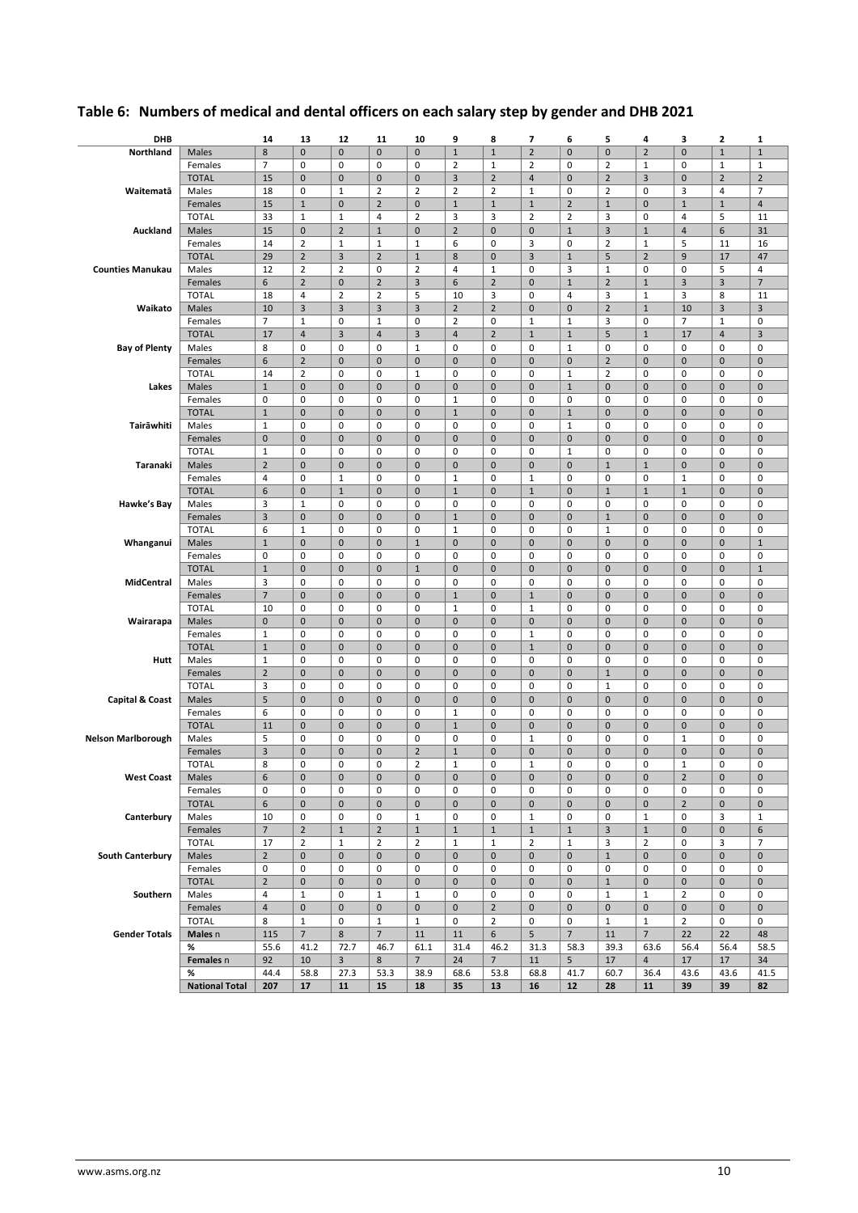## Table 6: Numbers of medical and dental officers on each salary step by gender and DHB 2021

| DHB | | 14 | 13 | 12 | 11 | 10 | 9 | 8 | 7 | 6 | 5 | 4 | 3 | 2 | 1 |
|---|---|---|---|---|---|---|---|---|---|---|---|---|---|---|---|
| Northland | Males | 8 | 0 | 0 | 0 | 0 | 1 | 1 | 2 | 0 | 0 | 2 | 0 | 1 | 1 |
| | Females | 7 | 0 | 0 | 0 | 0 | 2 | 1 | 2 | 0 | 2 | 1 | 0 | 1 | 1 |
| | TOTAL | 15 | 0 | 0 | 0 | 0 | 3 | 2 | 4 | 0 | 2 | 3 | 0 | 2 | 2 |
| Waitematā | Males | 18 | 0 | 1 | 2 | 2 | 2 | 2 | 1 | 0 | 2 | 0 | 3 | 4 | 7 |
| | Females | 15 | 1 | 0 | 2 | 0 | 1 | 1 | 1 | 2 | 1 | 0 | 1 | 1 | 4 |
| | TOTAL | 33 | 1 | 1 | 4 | 2 | 3 | 3 | 2 | 2 | 3 | 0 | 4 | 5 | 11 |
| Auckland | Males | 15 | 0 | 2 | 1 | 0 | 2 | 0 | 0 | 1 | 3 | 1 | 4 | 6 | 31 |
| | Females | 14 | 2 | 1 | 1 | 1 | 6 | 0 | 3 | 0 | 2 | 1 | 5 | 11 | 16 |
| | TOTAL | 29 | 2 | 3 | 2 | 1 | 8 | 0 | 3 | 1 | 5 | 2 | 9 | 17 | 47 |
| Counties Manukau | Males | 12 | 2 | 2 | 0 | 2 | 4 | 1 | 0 | 3 | 1 | 0 | 0 | 5 | 4 |
| | Females | 6 | 2 | 0 | 2 | 3 | 6 | 2 | 0 | 1 | 2 | 1 | 3 | 3 | 7 |
| | TOTAL | 18 | 4 | 2 | 2 | 5 | 10 | 3 | 0 | 4 | 3 | 1 | 3 | 8 | 11 |
| Waikato | Males | 10 | 3 | 3 | 3 | 3 | 2 | 2 | 0 | 0 | 2 | 1 | 10 | 3 | 3 |
| | Females | 7 | 1 | 0 | 1 | 0 | 2 | 0 | 1 | 1 | 3 | 0 | 7 | 1 | 0 |
| | TOTAL | 17 | 4 | 3 | 4 | 3 | 4 | 2 | 1 | 1 | 5 | 1 | 17 | 4 | 3 |
| Bay of Plenty | Males | 8 | 0 | 0 | 0 | 1 | 0 | 0 | 0 | 1 | 0 | 0 | 0 | 0 | 0 |
| | Females | 6 | 2 | 0 | 0 | 0 | 0 | 0 | 0 | 0 | 2 | 0 | 0 | 0 | 0 |
| | TOTAL | 14 | 2 | 0 | 0 | 1 | 0 | 0 | 0 | 1 | 2 | 0 | 0 | 0 | 0 |
| Lakes | Males | 1 | 0 | 0 | 0 | 0 | 0 | 0 | 0 | 1 | 0 | 0 | 0 | 0 | 0 |
| | Females | 0 | 0 | 0 | 0 | 0 | 1 | 0 | 0 | 0 | 0 | 0 | 0 | 0 | 0 |
| | TOTAL | 1 | 0 | 0 | 0 | 0 | 1 | 0 | 0 | 1 | 0 | 0 | 0 | 0 | 0 |
| Tairāwhiti | Males | 1 | 0 | 0 | 0 | 0 | 0 | 0 | 0 | 1 | 0 | 0 | 0 | 0 | 0 |
| | Females | 0 | 0 | 0 | 0 | 0 | 0 | 0 | 0 | 0 | 0 | 0 | 0 | 0 | 0 |
| | TOTAL | 1 | 0 | 0 | 0 | 0 | 0 | 0 | 0 | 1 | 0 | 0 | 0 | 0 | 0 |
| Taranaki | Males | 2 | 0 | 0 | 0 | 0 | 0 | 0 | 0 | 0 | 1 | 1 | 0 | 0 | 0 |
| | Females | 4 | 0 | 1 | 0 | 0 | 1 | 0 | 1 | 0 | 0 | 0 | 1 | 0 | 0 |
| | TOTAL | 6 | 0 | 1 | 0 | 0 | 1 | 0 | 1 | 0 | 1 | 1 | 1 | 0 | 0 |
| Hawke's Bay | Males | 3 | 1 | 0 | 0 | 0 | 0 | 0 | 0 | 0 | 0 | 0 | 0 | 0 | 0 |
| | Females | 3 | 0 | 0 | 0 | 0 | 1 | 0 | 0 | 0 | 1 | 0 | 0 | 0 | 0 |
| | TOTAL | 6 | 1 | 0 | 0 | 0 | 1 | 0 | 0 | 0 | 1 | 0 | 0 | 0 | 0 |
| Whanganui | Males | 1 | 0 | 0 | 0 | 1 | 0 | 0 | 0 | 0 | 0 | 0 | 0 | 0 | 1 |
| | Females | 0 | 0 | 0 | 0 | 0 | 0 | 0 | 0 | 0 | 0 | 0 | 0 | 0 | 0 |
| | TOTAL | 1 | 0 | 0 | 0 | 1 | 0 | 0 | 0 | 0 | 0 | 0 | 0 | 0 | 1 |
| MidCentral | Males | 3 | 0 | 0 | 0 | 0 | 0 | 0 | 0 | 0 | 0 | 0 | 0 | 0 | 0 |
| | Females | 7 | 0 | 0 | 0 | 0 | 1 | 0 | 1 | 0 | 0 | 0 | 0 | 0 | 0 |
| | TOTAL | 10 | 0 | 0 | 0 | 0 | 1 | 0 | 1 | 0 | 0 | 0 | 0 | 0 | 0 |
| Wairarapa | Males | 0 | 0 | 0 | 0 | 0 | 0 | 0 | 0 | 0 | 0 | 0 | 0 | 0 | 0 |
| | Females | 1 | 0 | 0 | 0 | 0 | 0 | 0 | 1 | 0 | 0 | 0 | 0 | 0 | 0 |
| | TOTAL | 1 | 0 | 0 | 0 | 0 | 0 | 0 | 1 | 0 | 0 | 0 | 0 | 0 | 0 |
| Hutt | Males | 1 | 0 | 0 | 0 | 0 | 0 | 0 | 0 | 0 | 0 | 0 | 0 | 0 | 0 |
| | Females | 2 | 0 | 0 | 0 | 0 | 0 | 0 | 0 | 0 | 1 | 0 | 0 | 0 | 0 |
| | TOTAL | 3 | 0 | 0 | 0 | 0 | 0 | 0 | 0 | 0 | 1 | 0 | 0 | 0 | 0 |
| Capital & Coast | Males | 5 | 0 | 0 | 0 | 0 | 0 | 0 | 0 | 0 | 0 | 0 | 0 | 0 | 0 |
| | Females | 6 | 0 | 0 | 0 | 0 | 1 | 0 | 0 | 0 | 0 | 0 | 0 | 0 | 0 |
| | TOTAL | 11 | 0 | 0 | 0 | 0 | 1 | 0 | 0 | 0 | 0 | 0 | 0 | 0 | 0 |
| Nelson Marlborough | Males | 5 | 0 | 0 | 0 | 0 | 0 | 0 | 1 | 0 | 0 | 0 | 1 | 0 | 0 |
| | Females | 3 | 0 | 0 | 0 | 2 | 1 | 0 | 0 | 0 | 0 | 0 | 0 | 0 | 0 |
| | TOTAL | 8 | 0 | 0 | 0 | 2 | 1 | 0 | 1 | 0 | 0 | 0 | 1 | 0 | 0 |
| West Coast | Males | 6 | 0 | 0 | 0 | 0 | 0 | 0 | 0 | 0 | 0 | 0 | 2 | 0 | 0 |
| | Females | 0 | 0 | 0 | 0 | 0 | 0 | 0 | 0 | 0 | 0 | 0 | 0 | 0 | 0 |
| | TOTAL | 6 | 0 | 0 | 0 | 0 | 0 | 0 | 0 | 0 | 0 | 0 | 2 | 0 | 0 |
| Canterbury | Males | 10 | 0 | 0 | 0 | 1 | 0 | 0 | 1 | 0 | 0 | 1 | 0 | 3 | 1 |
| | Females | 7 | 2 | 1 | 2 | 1 | 1 | 1 | 1 | 1 | 3 | 1 | 0 | 0 | 6 |
| | TOTAL | 17 | 2 | 1 | 2 | 2 | 1 | 1 | 2 | 1 | 3 | 2 | 0 | 3 | 7 |
| South Canterbury | Males | 2 | 0 | 0 | 0 | 0 | 0 | 0 | 0 | 0 | 1 | 0 | 0 | 0 | 0 |
| | Females | 0 | 0 | 0 | 0 | 0 | 0 | 0 | 0 | 0 | 0 | 0 | 0 | 0 | 0 |
| | TOTAL | 2 | 0 | 0 | 0 | 0 | 0 | 0 | 0 | 0 | 1 | 0 | 0 | 0 | 0 |
| Southern | Males | 4 | 1 | 0 | 1 | 1 | 0 | 0 | 0 | 0 | 1 | 1 | 2 | 0 | 0 |
| | Females | 4 | 0 | 0 | 0 | 0 | 0 | 2 | 0 | 0 | 0 | 0 | 0 | 0 | 0 |
| | TOTAL | 8 | 1 | 0 | 1 | 1 | 0 | 2 | 0 | 0 | 1 | 1 | 2 | 0 | 0 |
| Gender Totals | **Males** n | 115 | 7 | 8 | 7 | 11 | 11 | 6 | 5 | 7 | 11 | 7 | 22 | 22 | 48 |
| | **%** | 55.6 | 41.2 | 72.7 | 46.7 | 61.1 | 31.4 | 46.2 | 31.3 | 58.3 | 39.3 | 63.6 | 56.4 | 56.4 | 58.5 |
| | **Females** n | 92 | 10 | 3 | 8 | 7 | 24 | 7 | 11 | 5 | 17 | 4 | 17 | 17 | 34 |
| | **%** | 44.4 | 58.8 | 27.3 | 53.3 | 38.9 | 68.6 | 53.8 | 68.8 | 41.7 | 60.7 | 36.4 | 43.6 | 43.6 | 41.5 |
| | **National Total** | **207** | **17** | **11** | **15** | **18** | **35** | **13** | **16** | **12** | **28** | **11** | **39** | **39** | **82** |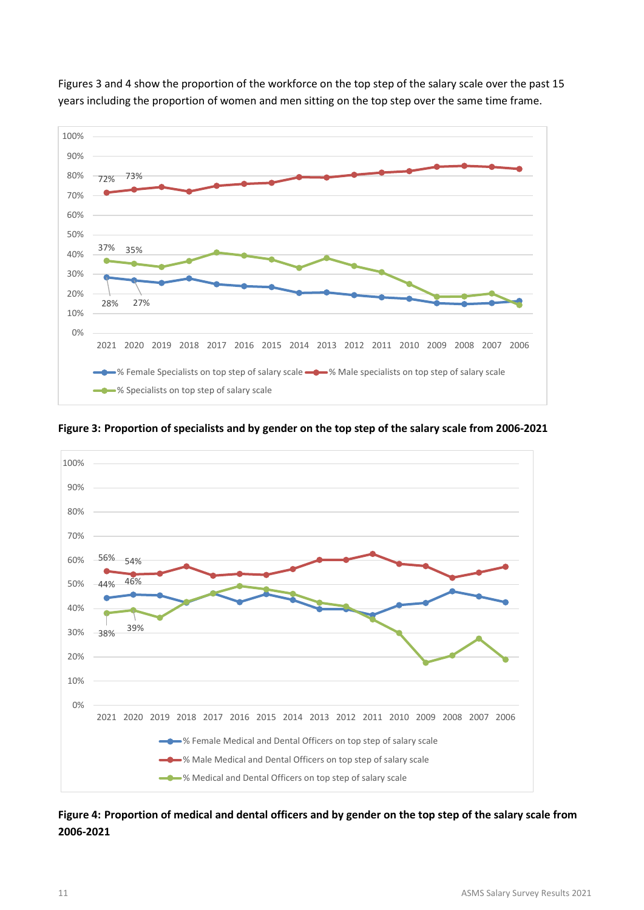Figures 3 and 4 show the proportion of the workforce on the top step of the salary scale over the past 15 years including the proportion of women and men sitting on the top step over the same time frame.

**Figure 3: Proportion of specialists and by gender on the top step of the salary scale from 2006-2021**

**Figure 4: Proportion of medical and dental officers and by gender on the top step of the salary scale from 2006-2021**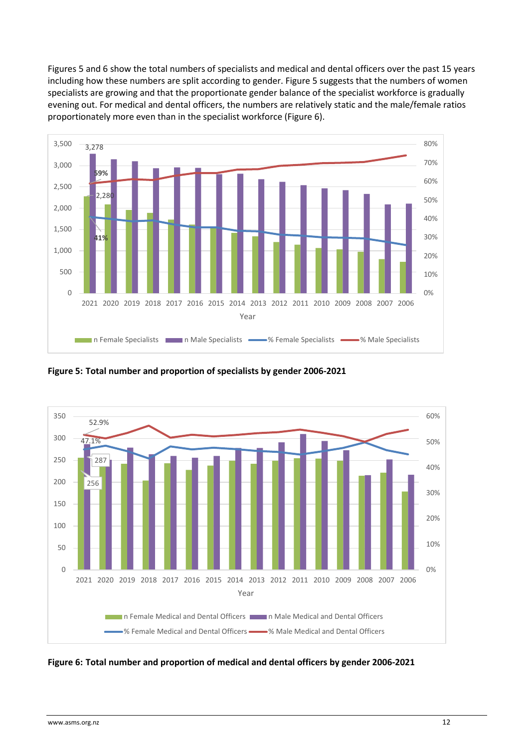Figures 5 and 6 show the total numbers of specialists and medical and dental officers over the past 15 years including how these numbers are split according to gender. Figure 5 suggests that the numbers of women specialists are growing and that the proportionate gender balance of the specialist workforce is gradually evening out. For medical and dental officers, the numbers are relatively static and the male/female ratios proportionately more even than in the specialist workforce (Figure 6).

**Figure 5: Total number and proportion of specialists by gender 2006-2021**

**Figure 6: Total number and proportion of medical and dental officers by gender 2006-2021**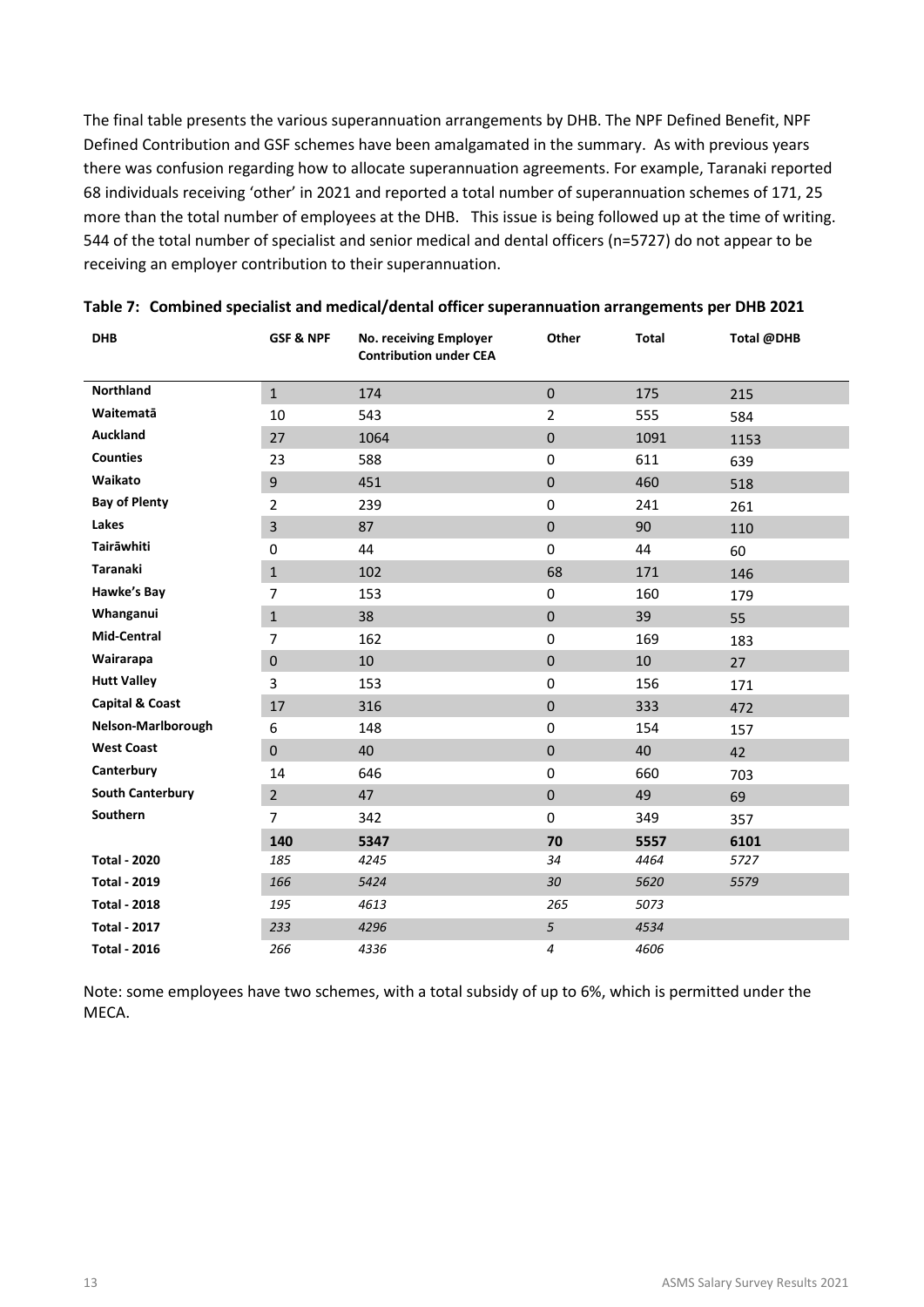The final table presents the various superannuation arrangements by DHB. The NPF Defined Benefit, NPF Defined Contribution and GSF schemes have been amalgamated in the summary. As with previous years there was confusion regarding how to allocate superannuation agreements. For example, Taranaki reported 68 individuals receiving 'other' in 2021 and reported a total number of superannuation schemes of 171, 25 more than the total number of employees at the DHB. This issue is being followed up at the time of writing. 544 of the total number of specialist and senior medical and dental officers (n=5727) do not appear to be receiving an employer contribution to their superannuation.

**Table 7: Combined specialist and medical/dental officer superannuation arrangements per DHB 2021**

| DHB | GSF & NPF | No. receiving Employer Contribution under CEA | Other | Total | Total @DHB |
|---|---|---|---|---|---|
| **Northland** | 1 | 174 | 0 | 175 | 215 |
| **Waitematā** | 10 | 543 | 2 | 555 | 584 |
| **Auckland** | 27 | 1064 | 0 | 1091 | 1153 |
| **Counties** | 23 | 588 | 0 | 611 | 639 |
| **Waikato** | 9 | 451 | 0 | 460 | 518 |
| **Bay of Plenty** | 2 | 239 | 0 | 241 | 261 |
| **Lakes** | 3 | 87 | 0 | 90 | 110 |
| **Tairāwhiti** | 0 | 44 | 0 | 44 | 60 |
| **Taranaki** | 1 | 102 | 68 | 171 | 146 |
| **Hawke's Bay** | 7 | 153 | 0 | 160 | 179 |
| **Whanganui** | 1 | 38 | 0 | 39 | 55 |
| **Mid-Central** | 7 | 162 | 0 | 169 | 183 |
| **Wairarapa** | 0 | 10 | 0 | 10 | 27 |
| **Hutt Valley** | 3 | 153 | 0 | 156 | 171 |
| **Capital & Coast** | 17 | 316 | 0 | 333 | 472 |
| **Nelson-Marlborough** | 6 | 148 | 0 | 154 | 157 |
| **West Coast** | 0 | 40 | 0 | 40 | 42 |
| **Canterbury** | 14 | 646 | 0 | 660 | 703 |
| **South Canterbury** | 2 | 47 | 0 | 49 | 69 |
| **Southern** | 7 | 342 | 0 | 349 | 357 |
| | **140** | **5347** | **70** | **5557** | **6101** |
| **Total - 2020** | *185* | *4245* | *34* | *4464* | *5727* |
| **Total - 2019** | *166* | *5424* | *30* | *5620* | *5579* |
| **Total - 2018** | *195* | *4613* | *265* | *5073* | |
| **Total - 2017** | *233* | *4296* | *5* | *4534* | |
| **Total - 2016** | *266* | *4336* | *4* | *4606* | |

Note: some employees have two schemes, with a total subsidy of up to 6%, which is permitted under the MECA.